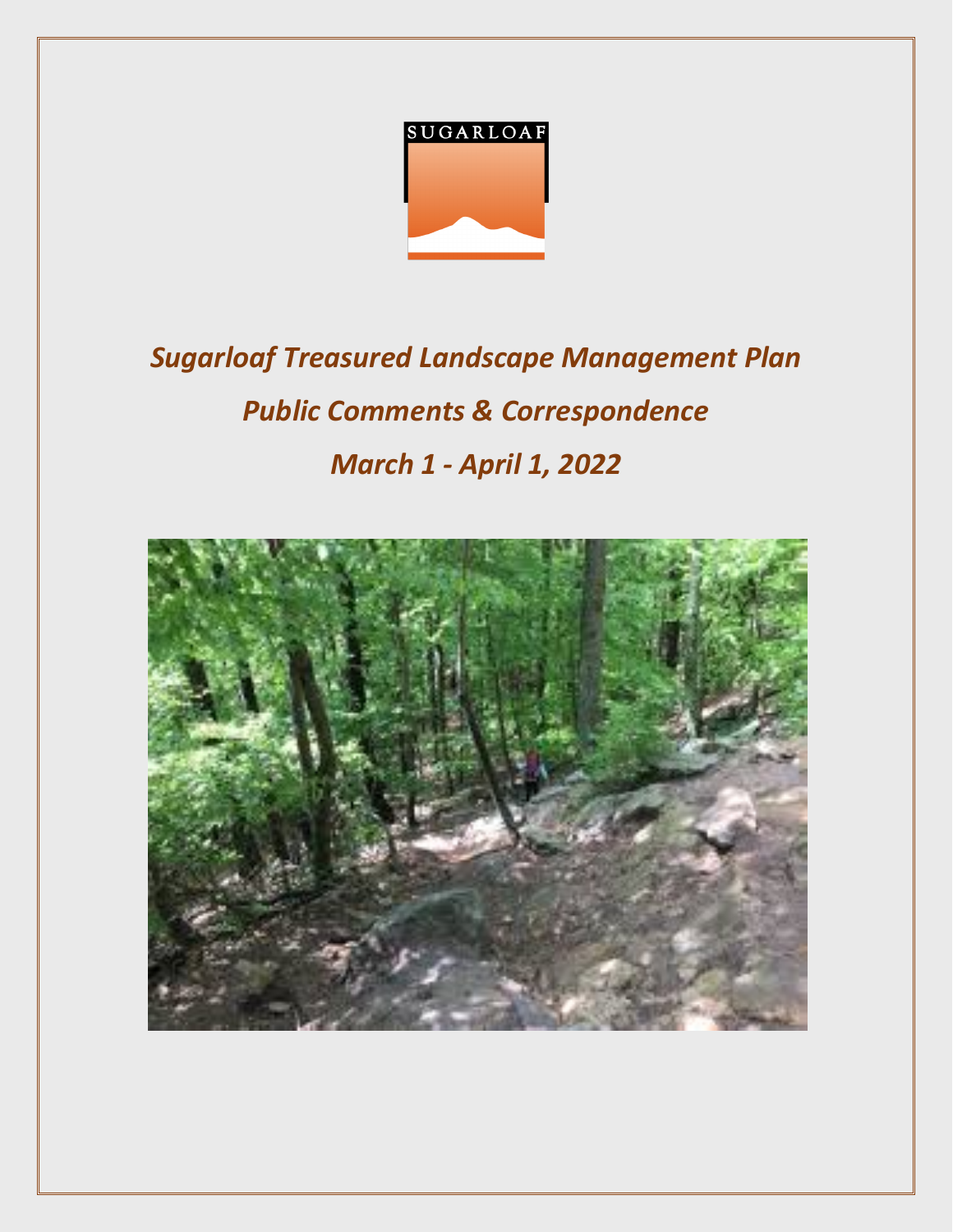SUGARLOAF

# *Sugarloaf Treasured Landscape Management Plan*

# *Public Comments & Correspondence*

# *March 1 - April 1, 2022*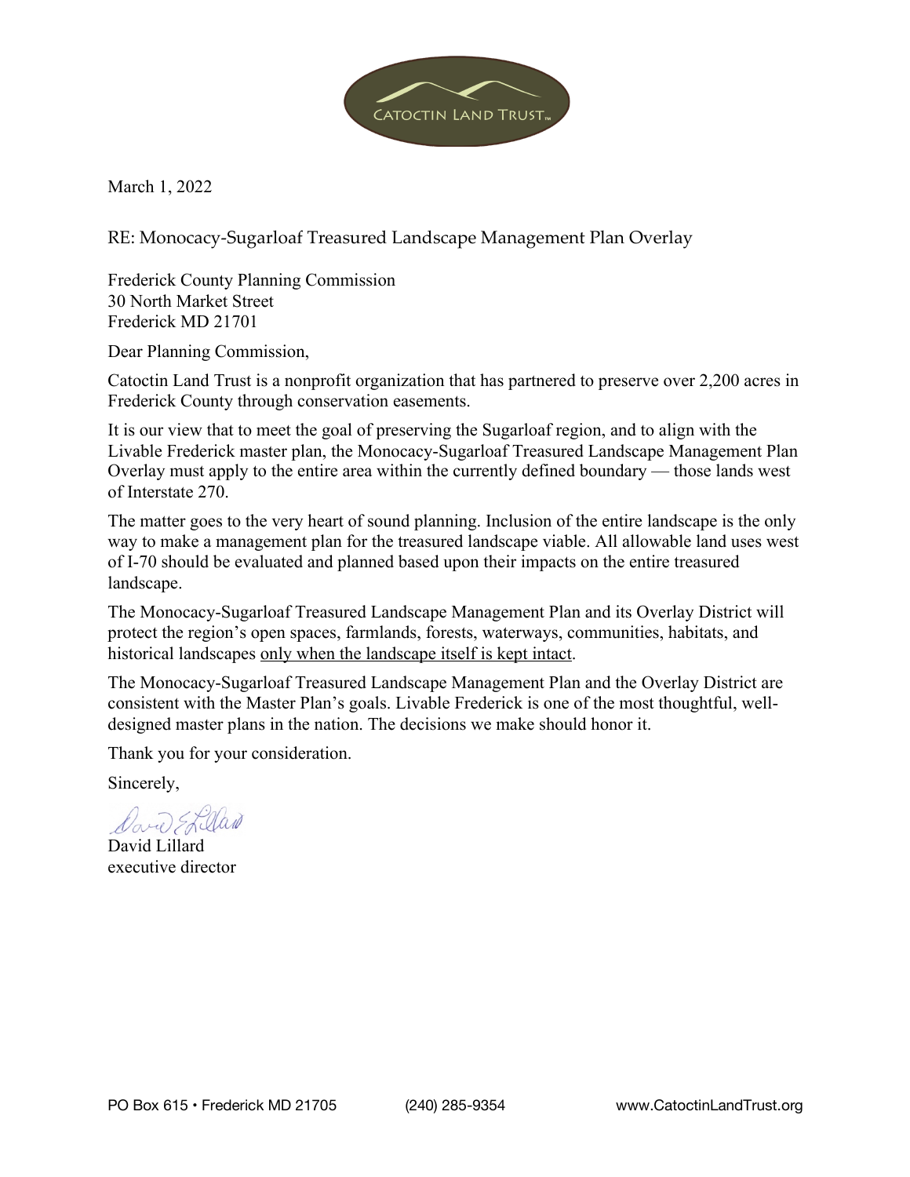CATOCTIN LAND TRUST™

March 1, 2022

RE: Monocacy-Sugarloaf Treasured Landscape Management Plan Overlay

Frederick County Planning Commission
30 North Market Street
Frederick MD 21701

Dear Planning Commission,

Catoctin Land Trust is a nonprofit organization that has partnered to preserve over 2,200 acres in Frederick County through conservation easements.

It is our view that to meet the goal of preserving the Sugarloaf region, and to align with the Livable Frederick master plan, the Monocacy-Sugarloaf Treasured Landscape Management Plan Overlay must apply to the entire area within the currently defined boundary — those lands west of Interstate 270.

The matter goes to the very heart of sound planning. Inclusion of the entire landscape is the only way to make a management plan for the treasured landscape viable. All allowable land uses west of I-70 should be evaluated and planned based upon their impacts on the entire treasured landscape.

The Monocacy-Sugarloaf Treasured Landscape Management Plan and its Overlay District will protect the region's open spaces, farmlands, forests, waterways, communities, habitats, and historical landscapes <u>only when the landscape itself is kept intact</u>.

The Monocacy-Sugarloaf Treasured Landscape Management Plan and the Overlay District are consistent with the Master Plan's goals. Livable Frederick is one of the most thoughtful, well-designed master plans in the nation. The decisions we make should honor it.

Thank you for your consideration.

Sincerely,

David E Lillard

David Lillard
executive director

PO Box 615 • Frederick MD 21705 (240) 285-9354 www.CatoctinLandTrust.org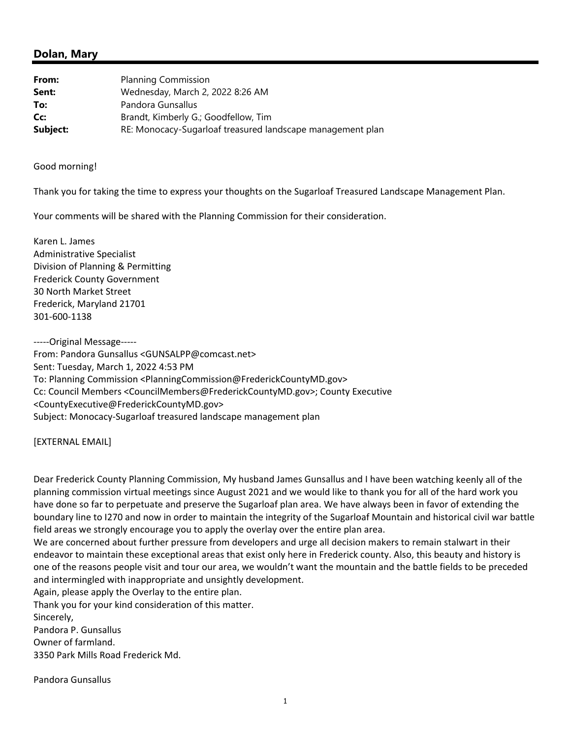## Dolan, Mary

| | |
|---|---|
| **From:** | Planning Commission |
| **Sent:** | Wednesday, March 2, 2022 8:26 AM |
| **To:** | Pandora Gunsallus |
| **Cc:** | Brandt, Kimberly G.; Goodfellow, Tim |
| **Subject:** | RE: Monocacy-Sugarloaf treasured landscape management plan |

Good morning!

Thank you for taking the time to express your thoughts on the Sugarloaf Treasured Landscape Management Plan.

Your comments will be shared with the Planning Commission for their consideration.

Karen L. James
Administrative Specialist
Division of Planning & Permitting
Frederick County Government
30 North Market Street
Frederick, Maryland 21701
301-600-1138

-----Original Message-----
From: Pandora Gunsallus <GUNSALPP@comcast.net>
Sent: Tuesday, March 1, 2022 4:53 PM
To: Planning Commission <PlanningCommission@FrederickCountyMD.gov>
Cc: Council Members <CouncilMembers@FrederickCountyMD.gov>; County Executive <CountyExecutive@FrederickCountyMD.gov>
Subject: Monocacy-Sugarloaf treasured landscape management plan

[EXTERNAL EMAIL]

Dear Frederick County Planning Commission, My husband James Gunsallus and I have been watching keenly all of the planning commission virtual meetings since August 2021 and we would like to thank you for all of the hard work you have done so far to perpetuate and preserve the Sugarloaf plan area. We have always been in favor of extending the boundary line to I270 and now in order to maintain the integrity of the Sugarloaf Mountain and historical civil war battle field areas we strongly encourage you to apply the overlay over the entire plan area.
We are concerned about further pressure from developers and urge all decision makers to remain stalwart in their endeavor to maintain these exceptional areas that exist only here in Frederick county. Also, this beauty and history is one of the reasons people visit and tour our area, we wouldn't want the mountain and the battle fields to be preceded and intermingled with inappropriate and unsightly development.
Again, please apply the Overlay to the entire plan.
Thank you for your kind consideration of this matter.
Sincerely,
Pandora P. Gunsallus
Owner of farmland.
3350 Park Mills Road Frederick Md.

Pandora Gunsallus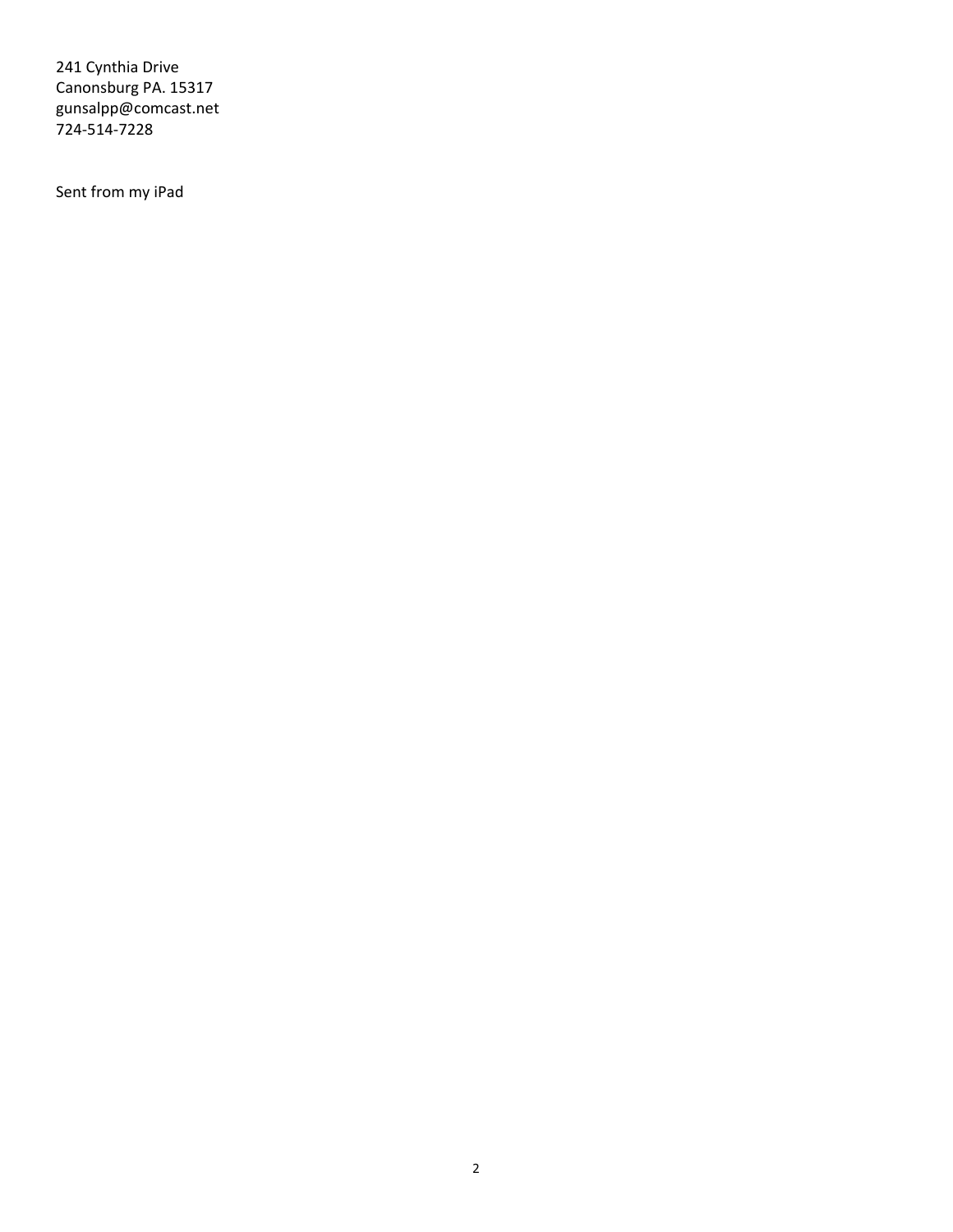241 Cynthia Drive
Canonsburg PA. 15317
gunsalpp@comcast.net
724-514-7228

Sent from my iPad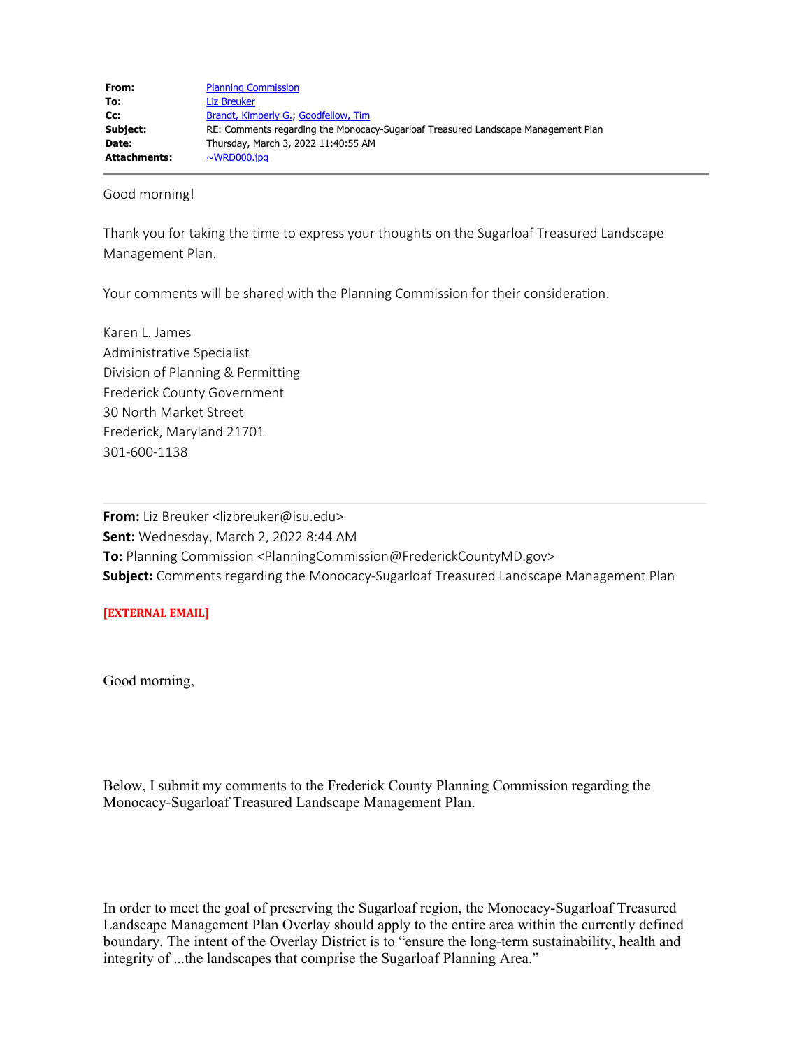| | |
|---|---|
| **From:** | Planning Commission |
| **To:** | Liz Breuker |
| **Cc:** | Brandt, Kimberly G.; Goodfellow, Tim |
| **Subject:** | RE: Comments regarding the Monocacy-Sugarloaf Treasured Landscape Management Plan |
| **Date:** | Thursday, March 3, 2022 11:40:55 AM |
| **Attachments:** | ~WRD000.jpg |

Good morning!

Thank you for taking the time to express your thoughts on the Sugarloaf Treasured Landscape Management Plan.

Your comments will be shared with the Planning Commission for their consideration.

Karen L. James
Administrative Specialist
Division of Planning & Permitting
Frederick County Government
30 North Market Street
Frederick, Maryland 21701
301-600-1138

---

**From:** Liz Breuker <lizbreuker@isu.edu>
**Sent:** Wednesday, March 2, 2022 8:44 AM
**To:** Planning Commission <PlanningCommission@FrederickCountyMD.gov>
**Subject:** Comments regarding the Monocacy-Sugarloaf Treasured Landscape Management Plan

**[EXTERNAL EMAIL]**

Good morning,

Below, I submit my comments to the Frederick County Planning Commission regarding the Monocacy-Sugarloaf Treasured Landscape Management Plan.

In order to meet the goal of preserving the Sugarloaf region, the Monocacy-Sugarloaf Treasured Landscape Management Plan Overlay should apply to the entire area within the currently defined boundary. The intent of the Overlay District is to "ensure the long-term sustainability, health and integrity of ...the landscapes that comprise the Sugarloaf Planning Area."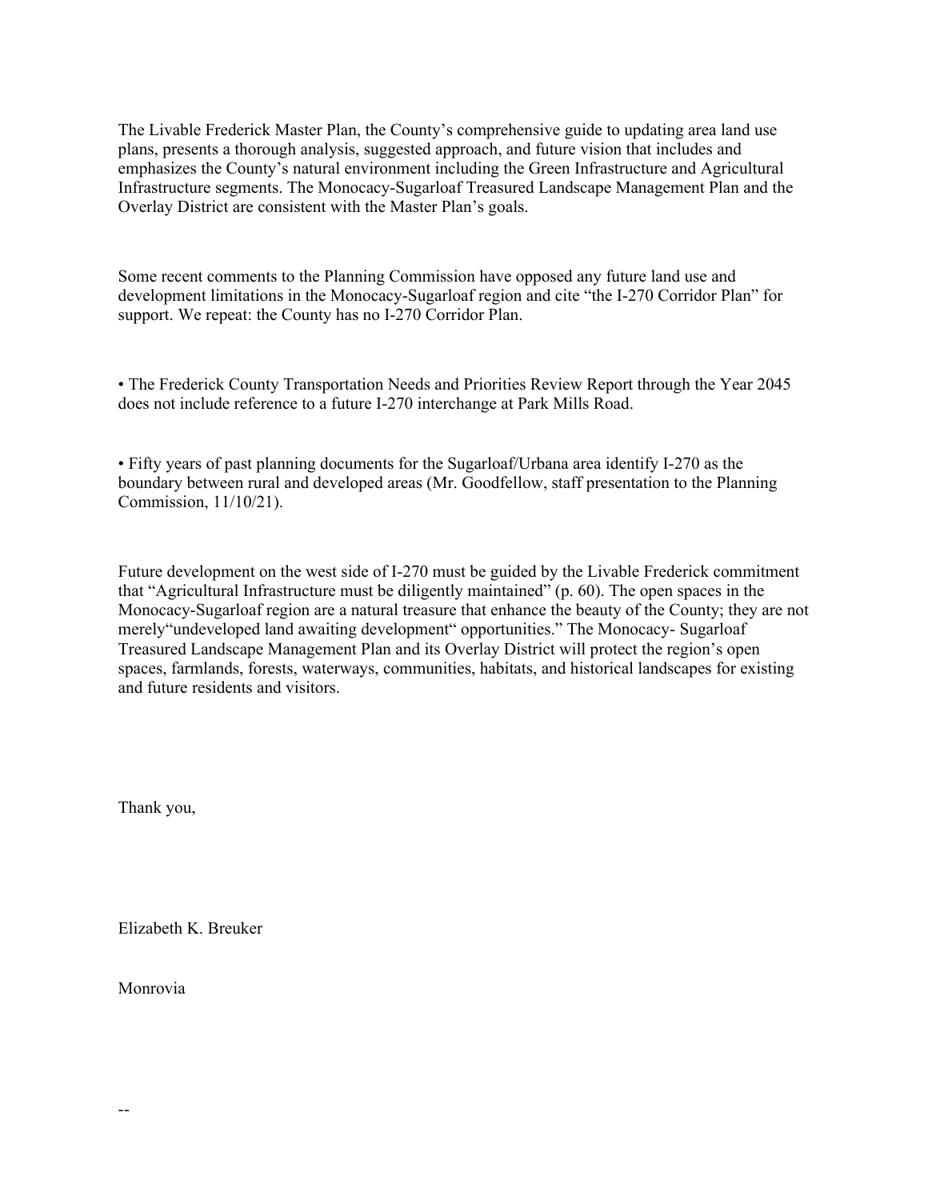The Livable Frederick Master Plan, the County's comprehensive guide to updating area land use plans, presents a thorough analysis, suggested approach, and future vision that includes and emphasizes the County's natural environment including the Green Infrastructure and Agricultural Infrastructure segments. The Monocacy-Sugarloaf Treasured Landscape Management Plan and the Overlay District are consistent with the Master Plan's goals.

Some recent comments to the Planning Commission have opposed any future land use and development limitations in the Monocacy-Sugarloaf region and cite "the I-270 Corridor Plan" for support. We repeat: the County has no I-270 Corridor Plan.

• The Frederick County Transportation Needs and Priorities Review Report through the Year 2045 does not include reference to a future I-270 interchange at Park Mills Road.

• Fifty years of past planning documents for the Sugarloaf/Urbana area identify I-270 as the boundary between rural and developed areas (Mr. Goodfellow, staff presentation to the Planning Commission, 11/10/21).

Future development on the west side of I-270 must be guided by the Livable Frederick commitment that "Agricultural Infrastructure must be diligently maintained" (p. 60). The open spaces in the Monocacy-Sugarloaf region are a natural treasure that enhance the beauty of the County; they are not merely"undeveloped land awaiting development" opportunities." The Monocacy- Sugarloaf Treasured Landscape Management Plan and its Overlay District will protect the region's open spaces, farmlands, forests, waterways, communities, habitats, and historical landscapes for existing and future residents and visitors.

Thank you,

Elizabeth K. Breuker

Monrovia

--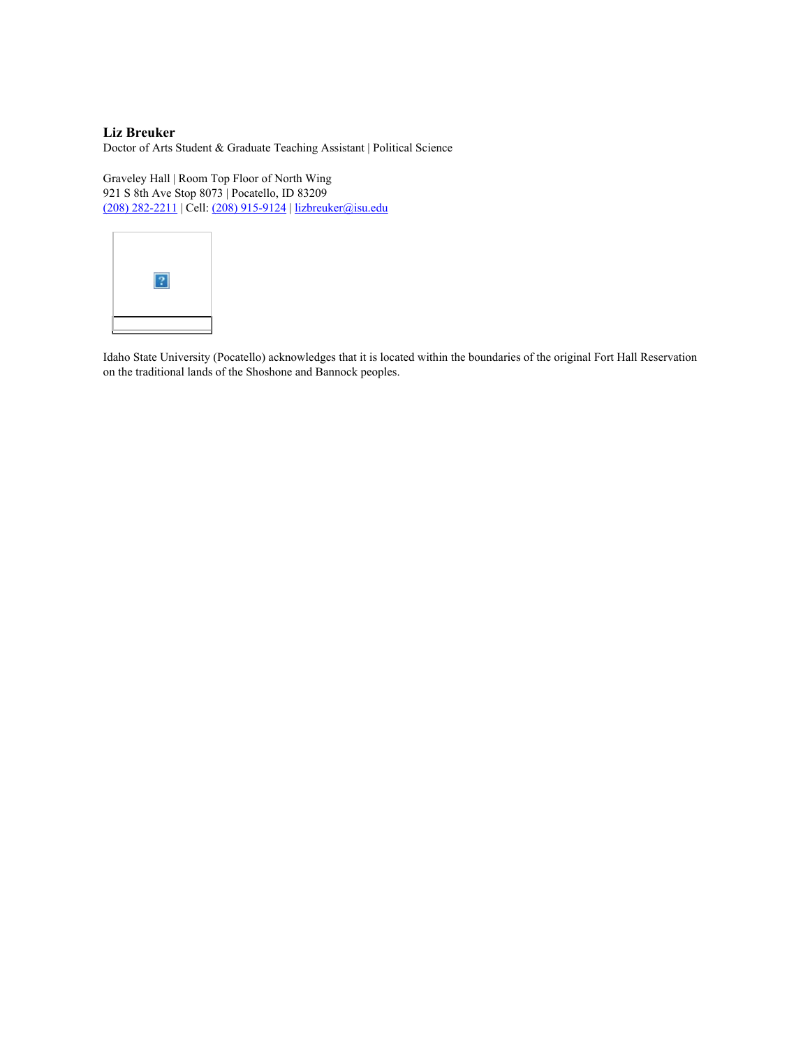**Liz Breuker**
Doctor of Arts Student & Graduate Teaching Assistant | Political Science

Graveley Hall | Room Top Floor of North Wing
921 S 8th Ave Stop 8073 | Pocatello, ID 83209
(208) 282-2211 | Cell: (208) 915-9124 | lizbreuker@isu.edu

Idaho State University (Pocatello) acknowledges that it is located within the boundaries of the original Fort Hall Reservation on the traditional lands of the Shoshone and Bannock peoples.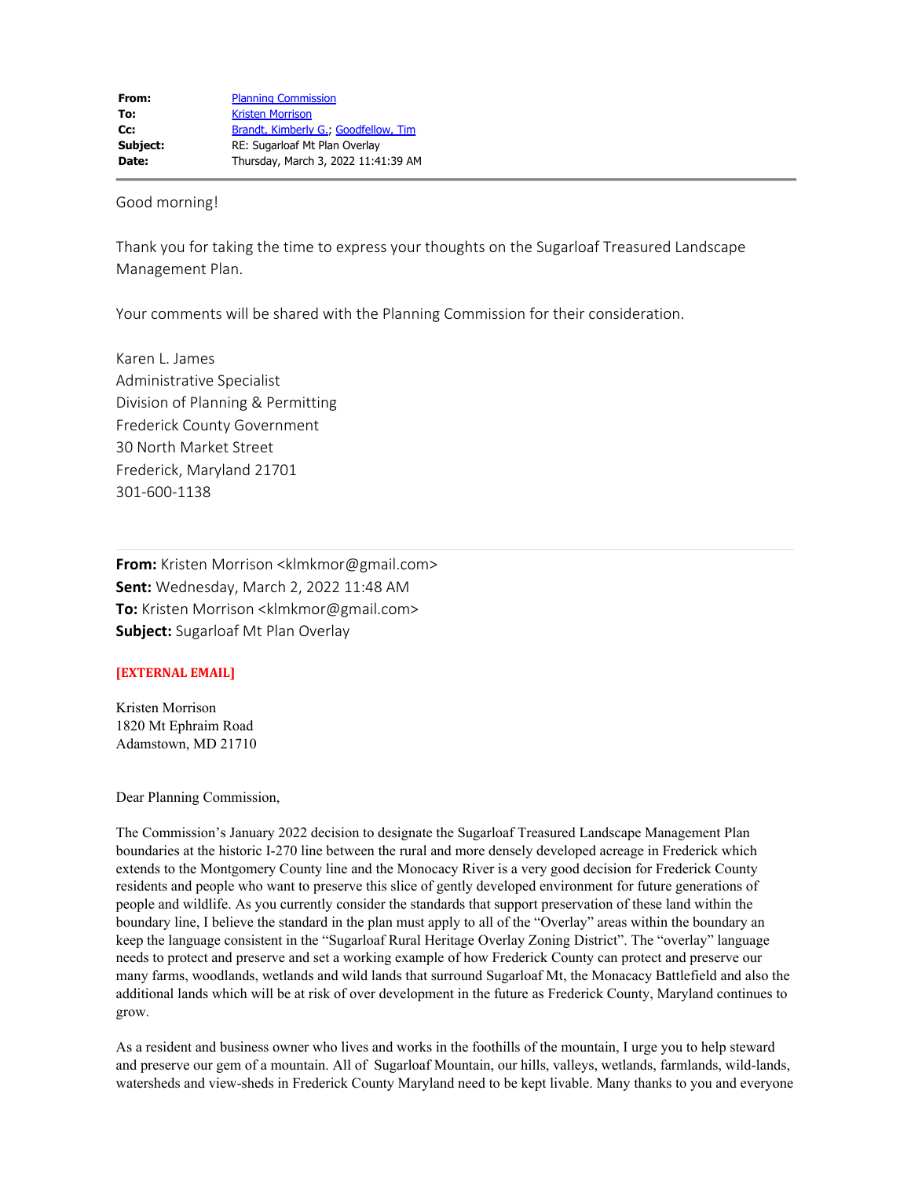**From:** Planning Commission
**To:** Kristen Morrison
**Cc:** Brandt, Kimberly G.; Goodfellow, Tim
**Subject:** RE: Sugarloaf Mt Plan Overlay
**Date:** Thursday, March 3, 2022 11:41:39 AM

---

Good morning!

Thank you for taking the time to express your thoughts on the Sugarloaf Treasured Landscape Management Plan.

Your comments will be shared with the Planning Commission for their consideration.

Karen L. James
Administrative Specialist
Division of Planning & Permitting
Frederick County Government
30 North Market Street
Frederick, Maryland 21701
301-600-1138

---

**From:** Kristen Morrison <klmkmor@gmail.com>
**Sent:** Wednesday, March 2, 2022 11:48 AM
**To:** Kristen Morrison <klmkmor@gmail.com>
**Subject:** Sugarloaf Mt Plan Overlay

**[EXTERNAL EMAIL]**

Kristen Morrison
1820 Mt Ephraim Road
Adamstown, MD 21710

Dear Planning Commission,

The Commission's January 2022 decision to designate the Sugarloaf Treasured Landscape Management Plan boundaries at the historic I-270 line between the rural and more densely developed acreage in Frederick which extends to the Montgomery County line and the Monocacy River is a very good decision for Frederick County residents and people who want to preserve this slice of gently developed environment for future generations of people and wildlife. As you currently consider the standards that support preservation of these land within the boundary line, I believe the standard in the plan must apply to all of the "Overlay" areas within the boundary an keep the language consistent in the "Sugarloaf Rural Heritage Overlay Zoning District". The "overlay" language needs to protect and preserve and set a working example of how Frederick County can protect and preserve our many farms, woodlands, wetlands and wild lands that surround Sugarloaf Mt, the Monacacy Battlefield and also the additional lands which will be at risk of over development in the future as Frederick County, Maryland continues to grow.

As a resident and business owner who lives and works in the foothills of the mountain, I urge you to help steward and preserve our gem of a mountain. All of Sugarloaf Mountain, our hills, valleys, wetlands, farmlands, wild-lands, watersheds and view-sheds in Frederick County Maryland need to be kept livable. Many thanks to you and everyone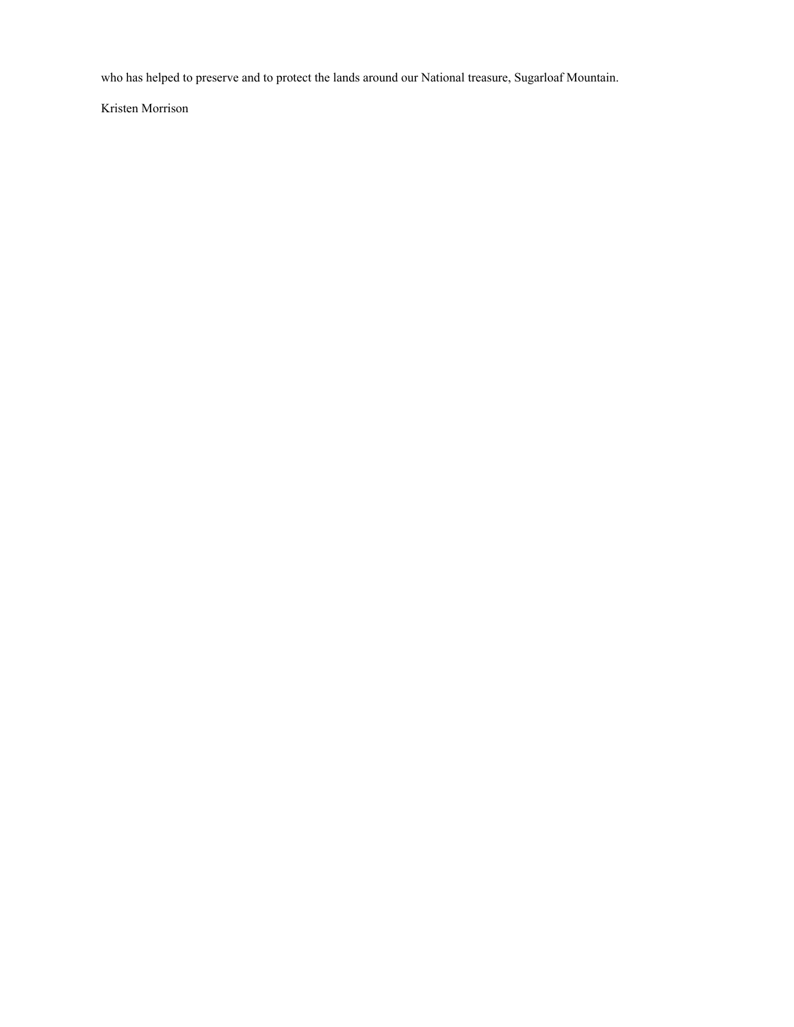who has helped to preserve and to protect the lands around our National treasure, Sugarloaf Mountain.

Kristen Morrison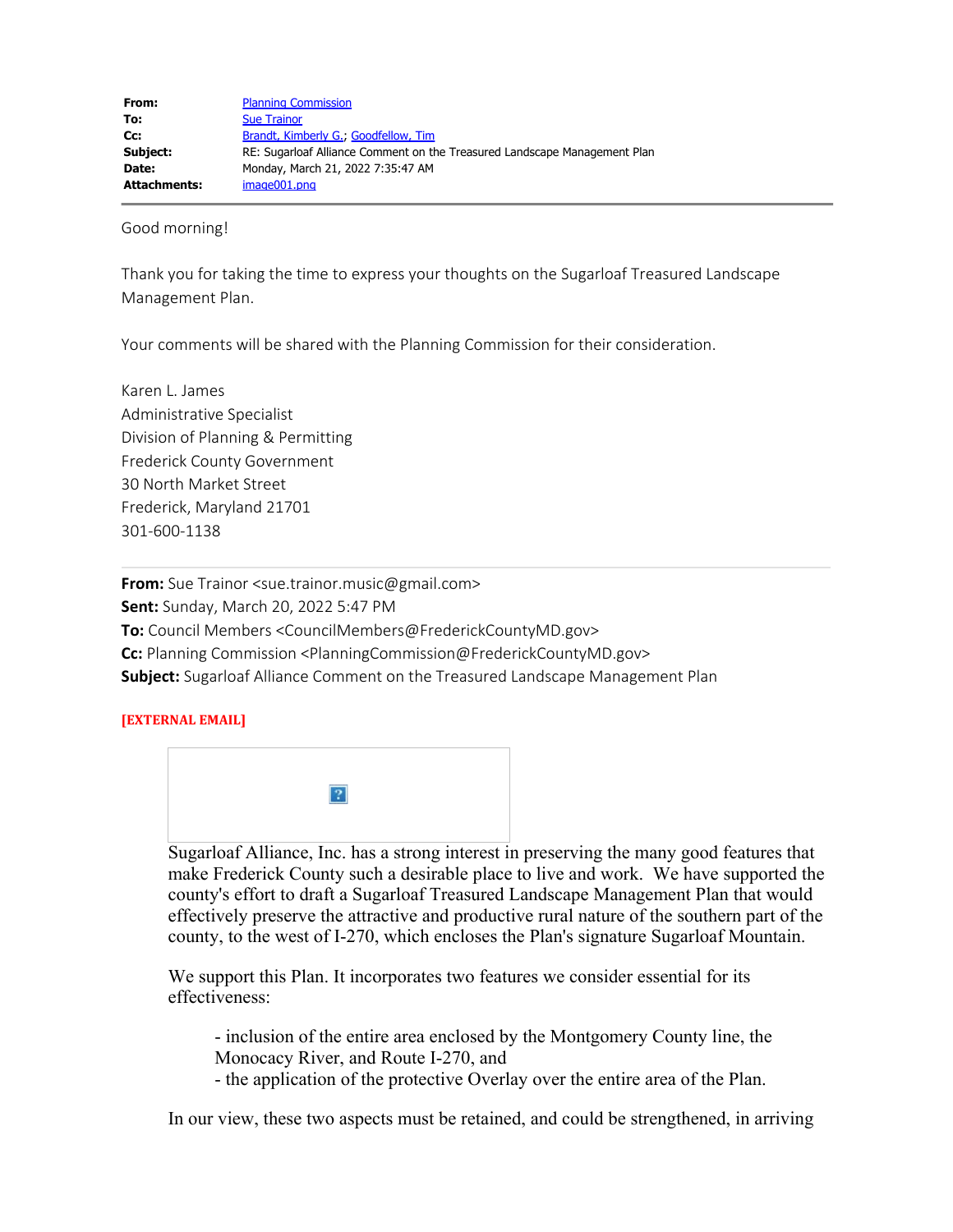**From:** Planning Commission
**To:** Sue Trainor
**Cc:** Brandt, Kimberly G.; Goodfellow, Tim
**Subject:** RE: Sugarloaf Alliance Comment on the Treasured Landscape Management Plan
**Date:** Monday, March 21, 2022 7:35:47 AM
**Attachments:** image001.png

---

Good morning!

Thank you for taking the time to express your thoughts on the Sugarloaf Treasured Landscape Management Plan.

Your comments will be shared with the Planning Commission for their consideration.

Karen L. James
Administrative Specialist
Division of Planning & Permitting
Frederick County Government
30 North Market Street
Frederick, Maryland 21701
301-600-1138

---

**From:** Sue Trainor <sue.trainor.music@gmail.com>
**Sent:** Sunday, March 20, 2022 5:47 PM
**To:** Council Members <CouncilMembers@FrederickCountyMD.gov>
**Cc:** Planning Commission <PlanningCommission@FrederickCountyMD.gov>
**Subject:** Sugarloaf Alliance Comment on the Treasured Landscape Management Plan

**[EXTERNAL EMAIL]**

Sugarloaf Alliance, Inc. has a strong interest in preserving the many good features that make Frederick County such a desirable place to live and work. We have supported the county's effort to draft a Sugarloaf Treasured Landscape Management Plan that would effectively preserve the attractive and productive rural nature of the southern part of the county, to the west of I-270, which encloses the Plan's signature Sugarloaf Mountain.

We support this Plan. It incorporates two features we consider essential for its effectiveness:

- inclusion of the entire area enclosed by the Montgomery County line, the Monocacy River, and Route I-270, and
- the application of the protective Overlay over the entire area of the Plan.

In our view, these two aspects must be retained, and could be strengthened, in arriving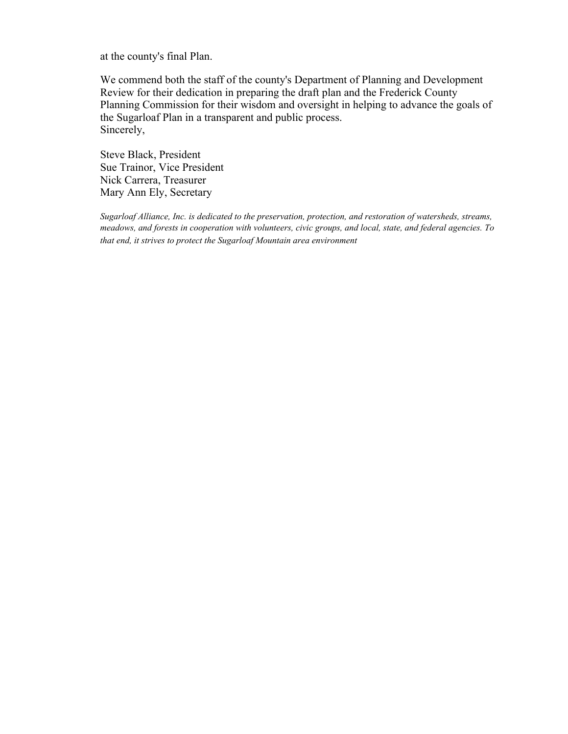at the county's final Plan.

We commend both the staff of the county's Department of Planning and Development Review for their dedication in preparing the draft plan and the Frederick County Planning Commission for their wisdom and oversight in helping to advance the goals of the Sugarloaf Plan in a transparent and public process.
Sincerely,

Steve Black, President
Sue Trainor, Vice President
Nick Carrera, Treasurer
Mary Ann Ely, Secretary

*Sugarloaf Alliance, Inc. is dedicated to the preservation, protection, and restoration of watersheds, streams, meadows, and forests in cooperation with volunteers, civic groups, and local, state, and federal agencies. To that end, it strives to protect the Sugarloaf Mountain area environment*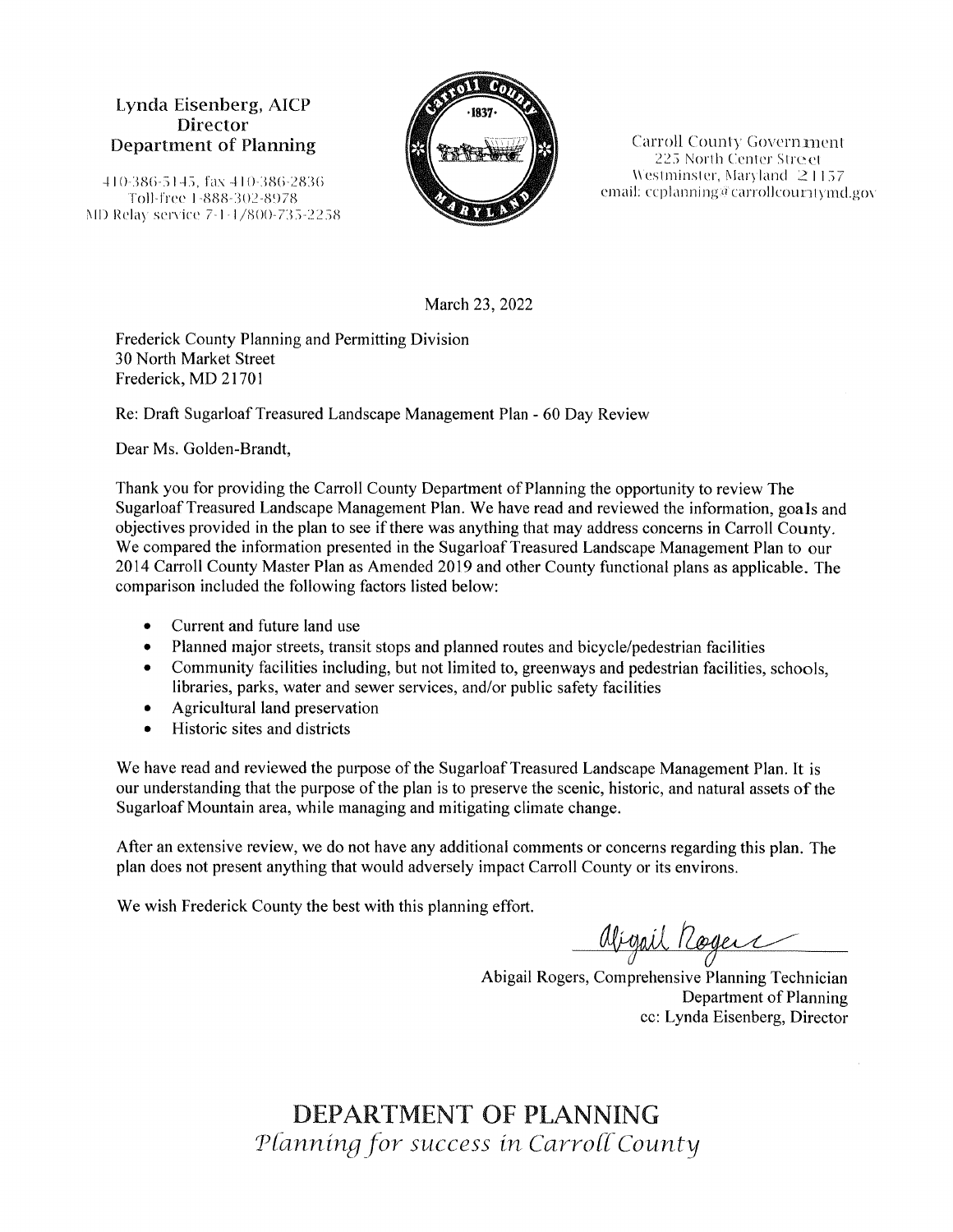Lynda Eisenberg, AICP
Director
Department of Planning

410-386-5145, fax 410-386-2836
Toll-free 1-888-302-8978
MD Relay service 7-1-1/800-735-2258

Carroll County Government
225 North Center Street
Westminster, Maryland 21157
email: ccplanning@carrollcountymd.gov

March 23, 2022

Frederick County Planning and Permitting Division
30 North Market Street
Frederick, MD 21701

Re: Draft Sugarloaf Treasured Landscape Management Plan - 60 Day Review

Dear Ms. Golden-Brandt,

Thank you for providing the Carroll County Department of Planning the opportunity to review The Sugarloaf Treasured Landscape Management Plan. We have read and reviewed the information, goals and objectives provided in the plan to see if there was anything that may address concerns in Carroll County. We compared the information presented in the Sugarloaf Treasured Landscape Management Plan to our 2014 Carroll County Master Plan as Amended 2019 and other County functional plans as applicable. The comparison included the following factors listed below:

- Current and future land use
- Planned major streets, transit stops and planned routes and bicycle/pedestrian facilities
- Community facilities including, but not limited to, greenways and pedestrian facilities, schools, libraries, parks, water and sewer services, and/or public safety facilities
- Agricultural land preservation
- Historic sites and districts

We have read and reviewed the purpose of the Sugarloaf Treasured Landscape Management Plan. It is our understanding that the purpose of the plan is to preserve the scenic, historic, and natural assets of the Sugarloaf Mountain area, while managing and mitigating climate change.

After an extensive review, we do not have any additional comments or concerns regarding this plan. The plan does not present anything that would adversely impact Carroll County or its environs.

We wish Frederick County the best with this planning effort.

Abigail Rogers

Abigail Rogers, Comprehensive Planning Technician
Department of Planning
cc: Lynda Eisenberg, Director

**DEPARTMENT OF PLANNING**
*Planning for success in Carroll County*